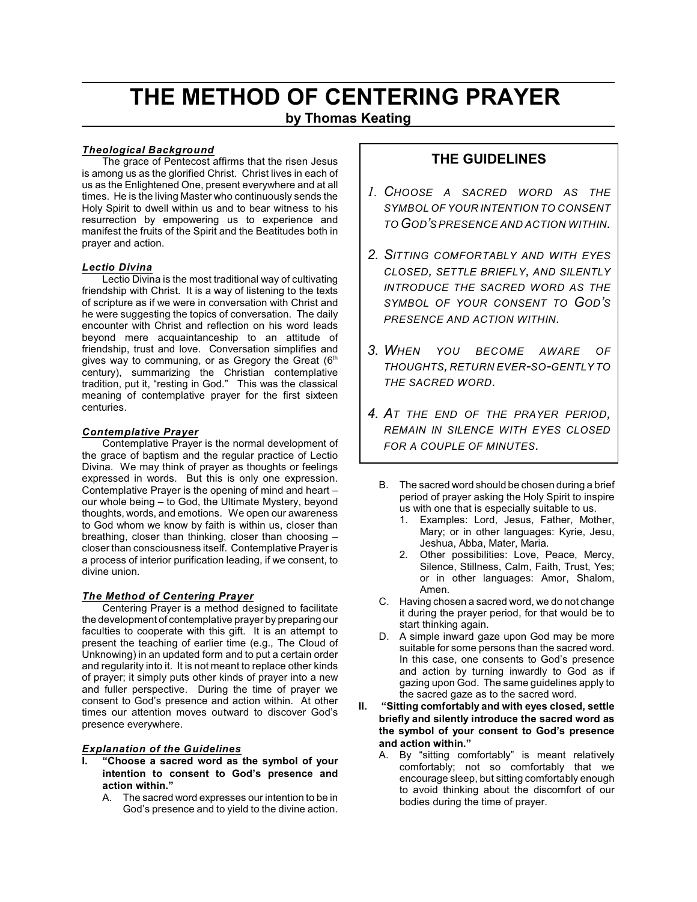# THE METHOD OF CENTERING PRAYER

**by Thomas Keating**

### *Theological Background*

The grace of Pentecost affirms that the risen Jesus is among us as the glorified Christ. Christ lives in each of us as the Enlightened One, present everywhere and at all times. He is the living Master who continuously sends the Holy Spirit to dwell within us and to bear witness to his resurrection by empowering us to experience and manifest the fruits of the Spirit and the Beatitudes both in prayer and action.

### *Lectio Divina*

Lectio Divina is the most traditional way of cultivating friendship with Christ. It is a way of listening to the texts of scripture as if we were in conversation with Christ and he were suggesting the topics of conversation. The daily encounter with Christ and reflection on his word leads beyond mere acquaintanceship to an attitude of friendship, trust and love. Conversation simplifies and gives way to communing, or as Gregory the Great (6th century), summarizing the Christian contemplative tradition, put it, "resting in God." This was the classical meaning of contemplative prayer for the first sixteen centuries.

### *Contemplative Prayer*

Contemplative Prayer is the normal development of the grace of baptism and the regular practice of Lectio Divina. We may think of prayer as thoughts or feelings expressed in words. But this is only one expression. Contemplative Prayer is the opening of mind and heart – our whole being – to God, the Ultimate Mystery, beyond thoughts, words, and emotions. We open our awareness to God whom we know by faith is within us, closer than breathing, closer than thinking, closer than choosing – closer than consciousness itself. Contemplative Prayer is a process of interior purification leading, if we consent, to divine union.

### *The Method of Centering Prayer*

Centering Prayer is a method designed to facilitate the development of contemplative prayer by preparing our faculties to cooperate with this gift. It is an attempt to present the teaching of earlier time (e.g., The Cloud of Unknowing) in an updated form and to put a certain order and regularity into it. It is not meant to replace other kinds of prayer; it simply puts other kinds of prayer into a new and fuller perspective. During the time of prayer we consent to God's presence and action within. At other times our attention moves outward to discover God's presence everywhere.

## THE GUIDELINES

1. *CHOOSE A SACRED WORD AS THE SYMBOL OF YOUR INTENTION TO CONSENT TO GOD'S PRESENCE AND ACTION WITHIN.*
2. *SITTING COMFORTABLY AND WITH EYES CLOSED, SETTLE BRIEFLY, AND SILENTLY INTRODUCE THE SACRED WORD AS THE SYMBOL OF YOUR CONSENT TO GOD'S PRESENCE AND ACTION WITHIN.*
3. *WHEN YOU BECOME AWARE OF THOUGHTS, RETURN EVER-SO-GENTLY TO THE SACRED WORD.*
4. *AT THE END OF THE PRAYER PERIOD, REMAIN IN SILENCE WITH EYES CLOSED FOR A COUPLE OF MINUTES.*

### *Explanation of the Guidelines*

**I. "Choose a sacred word as the symbol of your intention to consent to God's presence and action within."**

A. The sacred word expresses our intention to be in God's presence and to yield to the divine action.

B. The sacred word should be chosen during a brief period of prayer asking the Holy Spirit to inspire us with one that is especially suitable to us.
   1. Examples: Lord, Jesus, Father, Mother, Mary; or in other languages: Kyrie, Jesu, Jeshua, Abba, Mater, Maria.
   2. Other possibilities: Love, Peace, Mercy, Silence, Stillness, Calm, Faith, Trust, Yes; or in other languages: Amor, Shalom, Amen.

C. Having chosen a sacred word, we do not change it during the prayer period, for that would be to start thinking again.

D. A simple inward gaze upon God may be more suitable for some persons than the sacred word. In this case, one consents to God's presence and action by turning inwardly to God as if gazing upon God. The same guidelines apply to the sacred gaze as to the sacred word.

**II. "Sitting comfortably and with eyes closed, settle briefly and silently introduce the sacred word as the symbol of your consent to God's presence and action within."**

A. By "sitting comfortably" is meant relatively comfortably; not so comfortably that we encourage sleep, but sitting comfortably enough to avoid thinking about the discomfort of our bodies during the time of prayer.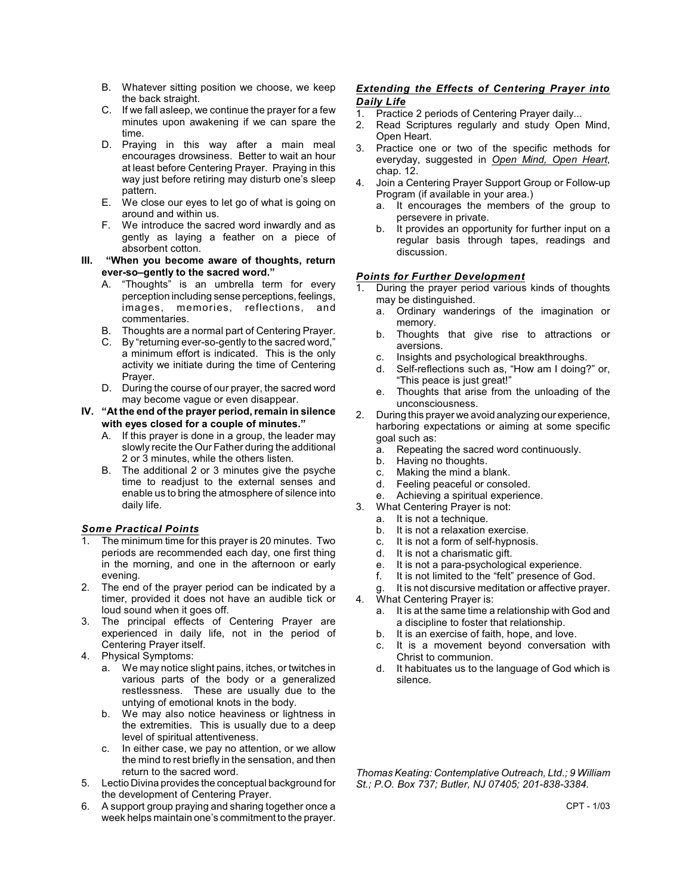B. Whatever sitting position we choose, we keep the back straight.

C. If we fall asleep, we continue the prayer for a few minutes upon awakening if we can spare the time.

D. Praying in this way after a main meal encourages drowsiness. Better to wait an hour at least before Centering Prayer. Praying in this way just before retiring may disturb one's sleep pattern.

E. We close our eyes to let go of what is going on around and within us.

F. We introduce the sacred word inwardly and as gently as laying a feather on a piece of absorbent cotton.

**III. "When you become aware of thoughts, return ever-so–gently to the sacred word."**

A. "Thoughts" is an umbrella term for every perception including sense perceptions, feelings, images, memories, reflections, and commentaries.

B. Thoughts are a normal part of Centering Prayer.

C. By "returning ever-so-gently to the sacred word," a minimum effort is indicated. This is the only activity we initiate during the time of Centering Prayer.

D. During the course of our prayer, the sacred word may become vague or even disappear.

**IV. "At the end of the prayer period, remain in silence with eyes closed for a couple of minutes."**

A. If this prayer is done in a group, the leader may slowly recite the Our Father during the additional 2 or 3 minutes, while the others listen.

B. The additional 2 or 3 minutes give the psyche time to readjust to the external senses and enable us to bring the atmosphere of silence into daily life.

### ***Some Practical Points***

1. The minimum time for this prayer is 20 minutes. Two periods are recommended each day, one first thing in the morning, and one in the afternoon or early evening.
2. The end of the prayer period can be indicated by a timer, provided it does not have an audible tick or loud sound when it goes off.
3. The principal effects of Centering Prayer are experienced in daily life, not in the period of Centering Prayer itself.
4. Physical Symptoms:
   a. We may notice slight pains, itches, or twitches in various parts of the body or a generalized restlessness. These are usually due to the untying of emotional knots in the body.
   b. We may also notice heaviness or lightness in the extremities. This is usually due to a deep level of spiritual attentiveness.
   c. In either case, we pay no attention, or we allow the mind to rest briefly in the sensation, and then return to the sacred word.
5. Lectio Divina provides the conceptual background for the development of Centering Prayer.
6. A support group praying and sharing together once a week helps maintain one's commitment to the prayer.

### ***Extending the Effects of Centering Prayer into Daily Life***

1. Practice 2 periods of Centering Prayer daily...
2. Read Scriptures regularly and study Open Mind, Open Heart.
3. Practice one or two of the specific methods for everyday, suggested in *Open Mind, Open Heart*, chap. 12.
4. Join a Centering Prayer Support Group or Follow-up Program (if available in your area.)
   a. It encourages the members of the group to persevere in private.
   b. It provides an opportunity for further input on a regular basis through tapes, readings and discussion.

### ***Points for Further Development***

1. During the prayer period various kinds of thoughts may be distinguished.
   a. Ordinary wanderings of the imagination or memory.
   b. Thoughts that give rise to attractions or aversions.
   c. Insights and psychological breakthroughs.
   d. Self-reflections such as, "How am I doing?" or, "This peace is just great!"
   e. Thoughts that arise from the unloading of the unconsciousness.
2. During this prayer we avoid analyzing our experience, harboring expectations or aiming at some specific goal such as:
   a. Repeating the sacred word continuously.
   b. Having no thoughts.
   c. Making the mind a blank.
   d. Feeling peaceful or consoled.
   e. Achieving a spiritual experience.
3. What Centering Prayer is not:
   a. It is not a technique.
   b. It is not a relaxation exercise.
   c. It is not a form of self-hypnosis.
   d. It is not a charismatic gift.
   e. It is not a para-psychological experience.
   f. It is not limited to the "felt" presence of God.
   g. It is not discursive meditation or affective prayer.
4. What Centering Prayer is:
   a. It is at the same time a relationship with God and a discipline to foster that relationship.
   b. It is an exercise of faith, hope, and love.
   c. It is a movement beyond conversation with Christ to communion.
   d. It habituates us to the language of God which is silence.

*Thomas Keating: Contemplative Outreach, Ltd.; 9 William St.; P.O. Box 737; Butler, NJ 07405; 201-838-3384.*

CPT - 1/03